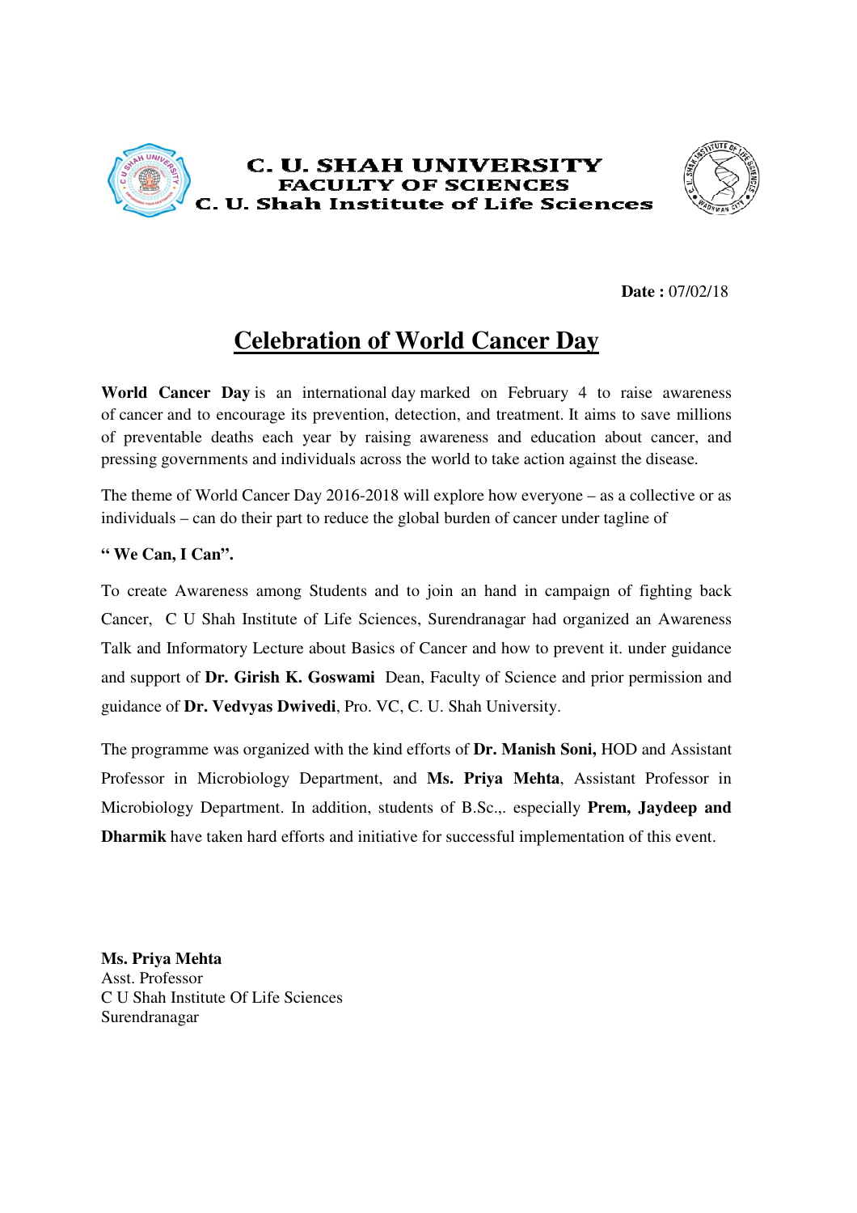**C. U. SHAH UNIVERSITY**
**FACULTY OF SCIENCES**
**C. U. Shah Institute of Life Sciences**

**Date :** 07/02/18

# Celebration of World Cancer Day

**World Cancer Day** is an international day marked on February 4 to raise awareness of cancer and to encourage its prevention, detection, and treatment. It aims to save millions of preventable deaths each year by raising awareness and education about cancer, and pressing governments and individuals across the world to take action against the disease.

The theme of World Cancer Day 2016-2018 will explore how everyone – as a collective or as individuals – can do their part to reduce the global burden of cancer under tagline of

**" We Can, I Can".**

To create Awareness among Students and to join an hand in campaign of fighting back Cancer, C U Shah Institute of Life Sciences, Surendranagar had organized an Awareness Talk and Informatory Lecture about Basics of Cancer and how to prevent it. under guidance and support of **Dr. Girish K. Goswami** Dean, Faculty of Science and prior permission and guidance of **Dr. Vedvyas Dwivedi**, Pro. VC, C. U. Shah University.

The programme was organized with the kind efforts of **Dr. Manish Soni,** HOD and Assistant Professor in Microbiology Department, and **Ms. Priya Mehta**, Assistant Professor in Microbiology Department. In addition, students of B.Sc.,. especially **Prem, Jaydeep and Dharmik** have taken hard efforts and initiative for successful implementation of this event.

**Ms. Priya Mehta**
Asst. Professor
C U Shah Institute Of Life Sciences
Surendranagar